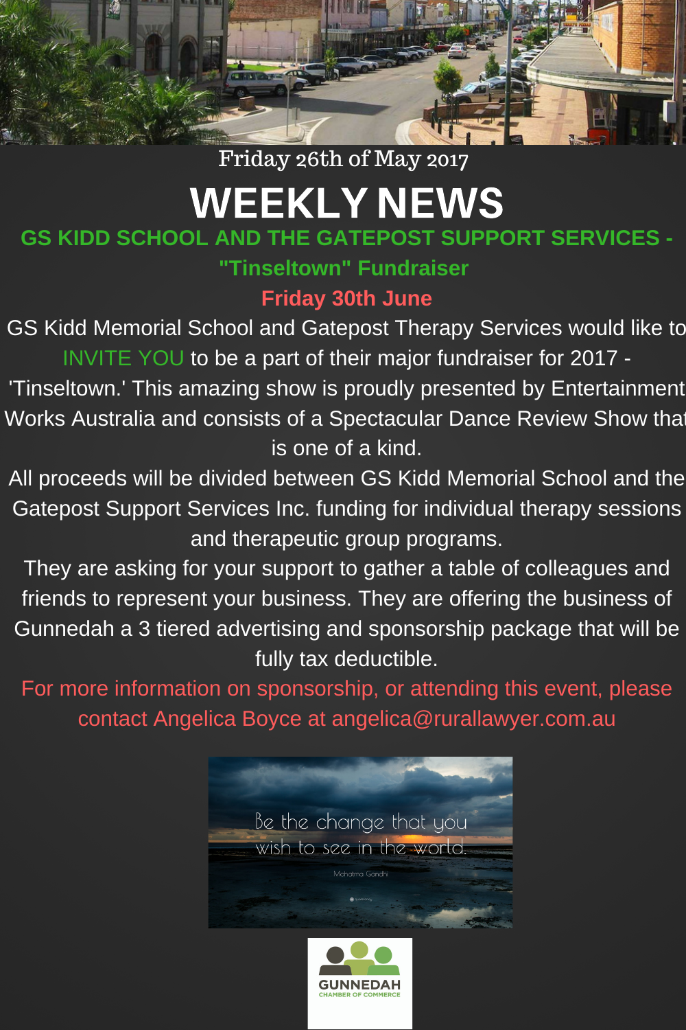Friday 26th of May 2017

# WEEKLY NEWS

## GS KIDD SCHOOL AND THE GATEPOST SUPPORT SERVICES - "Tinseltown" Fundraiser

**Friday 30th June**

GS Kidd Memorial School and Gatepost Therapy Services would like to INVITE YOU to be a part of their major fundraiser for 2017 - 'Tinseltown.' This amazing show is proudly presented by Entertainment Works Australia and consists of a Spectacular Dance Review Show that is one of a kind.

All proceeds will be divided between GS Kidd Memorial School and the Gatepost Support Services Inc. funding for individual therapy sessions and therapeutic group programs.

They are asking for your support to gather a table of colleagues and friends to represent your business. They are offering the business of Gunnedah a 3 tiered advertising and sponsorship package that will be fully tax deductible.

For more information on sponsorship, or attending this event, please contact Angelica Boyce at angelica@rurallawyer.com.au

Be the change that you wish to see in the world.

Mahatma Gandhi

GUNNEDAH CHAMBER OF COMMERCE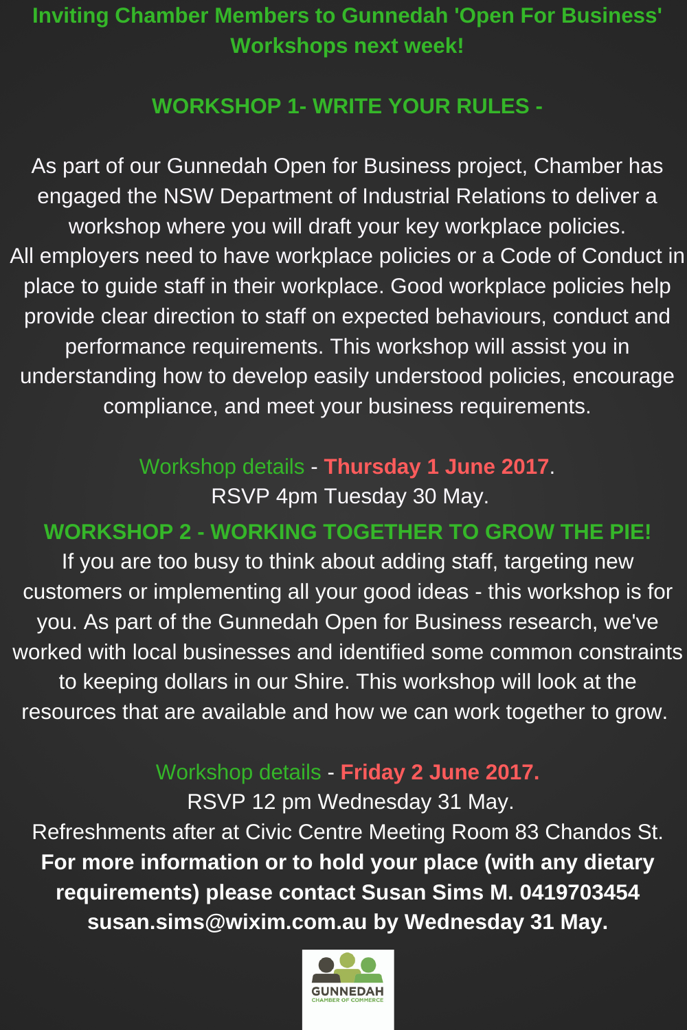# Inviting Chamber Members to Gunnedah 'Open For Business' Workshops next week!

## WORKSHOP 1- WRITE YOUR RULES -

As part of our Gunnedah Open for Business project, Chamber has engaged the NSW Department of Industrial Relations to deliver a workshop where you will draft your key workplace policies.
All employers need to have workplace policies or a Code of Conduct in place to guide staff in their workplace. Good workplace policies help provide clear direction to staff on expected behaviours, conduct and performance requirements. This workshop will assist you in understanding how to develop easily understood policies, encourage compliance, and meet your business requirements.

Workshop details - **Thursday 1 June 2017**.
RSVP 4pm Tuesday 30 May.

## WORKSHOP 2 - WORKING TOGETHER TO GROW THE PIE!

If you are too busy to think about adding staff, targeting new customers or implementing all your good ideas - this workshop is for you. As part of the Gunnedah Open for Business research, we've worked with local businesses and identified some common constraints to keeping dollars in our Shire. This workshop will look at the resources that are available and how we can work together to grow.

Workshop details - **Friday 2 June 2017.**
RSVP 12 pm Wednesday 31 May.
Refreshments after at Civic Centre Meeting Room 83 Chandos St.

**For more information or to hold your place (with any dietary requirements) please contact Susan Sims M. 0419703454 susan.sims@wixim.com.au by Wednesday 31 May.**

GUNNEDAH
CHAMBER OF COMMERCE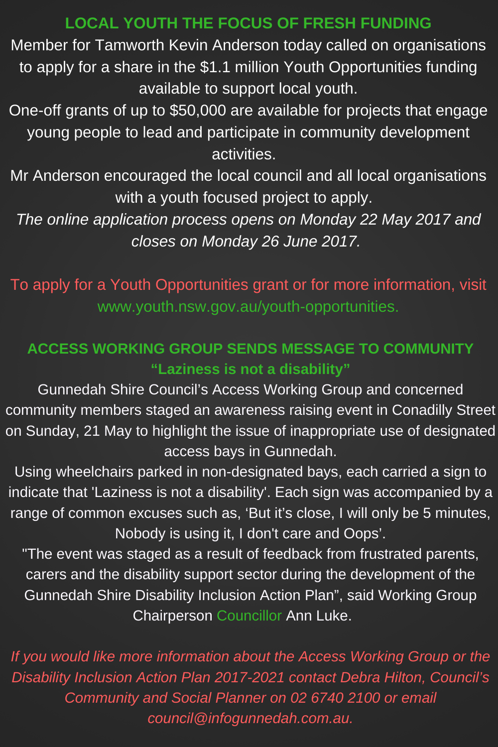## LOCAL YOUTH THE FOCUS OF FRESH FUNDING

Member for Tamworth Kevin Anderson today called on organisations to apply for a share in the $1.1 million Youth Opportunities funding available to support local youth.

One-off grants of up to $50,000 are available for projects that engage young people to lead and participate in community development activities.

Mr Anderson encouraged the local council and all local organisations with a youth focused project to apply.

*The online application process opens on Monday 22 May 2017 and closes on Monday 26 June 2017.*

To apply for a Youth Opportunities grant or for more information, visit www.youth.nsw.gov.au/youth-opportunities.

## ACCESS WORKING GROUP SENDS MESSAGE TO COMMUNITY

### "Laziness is not a disability"

Gunnedah Shire Council's Access Working Group and concerned community members staged an awareness raising event in Conadilly Street on Sunday, 21 May to highlight the issue of inappropriate use of designated access bays in Gunnedah.

Using wheelchairs parked in non-designated bays, each carried a sign to indicate that 'Laziness is not a disability'. Each sign was accompanied by a range of common excuses such as, 'But it's close, I will only be 5 minutes, Nobody is using it, I don't care and Oops'.

"The event was staged as a result of feedback from frustrated parents, carers and the disability support sector during the development of the Gunnedah Shire Disability Inclusion Action Plan", said Working Group Chairperson Councillor Ann Luke.

*If you would like more information about the Access Working Group or the Disability Inclusion Action Plan 2017-2021 contact Debra Hilton, Council's Community and Social Planner on 02 6740 2100 or email council@infogunnedah.com.au.*